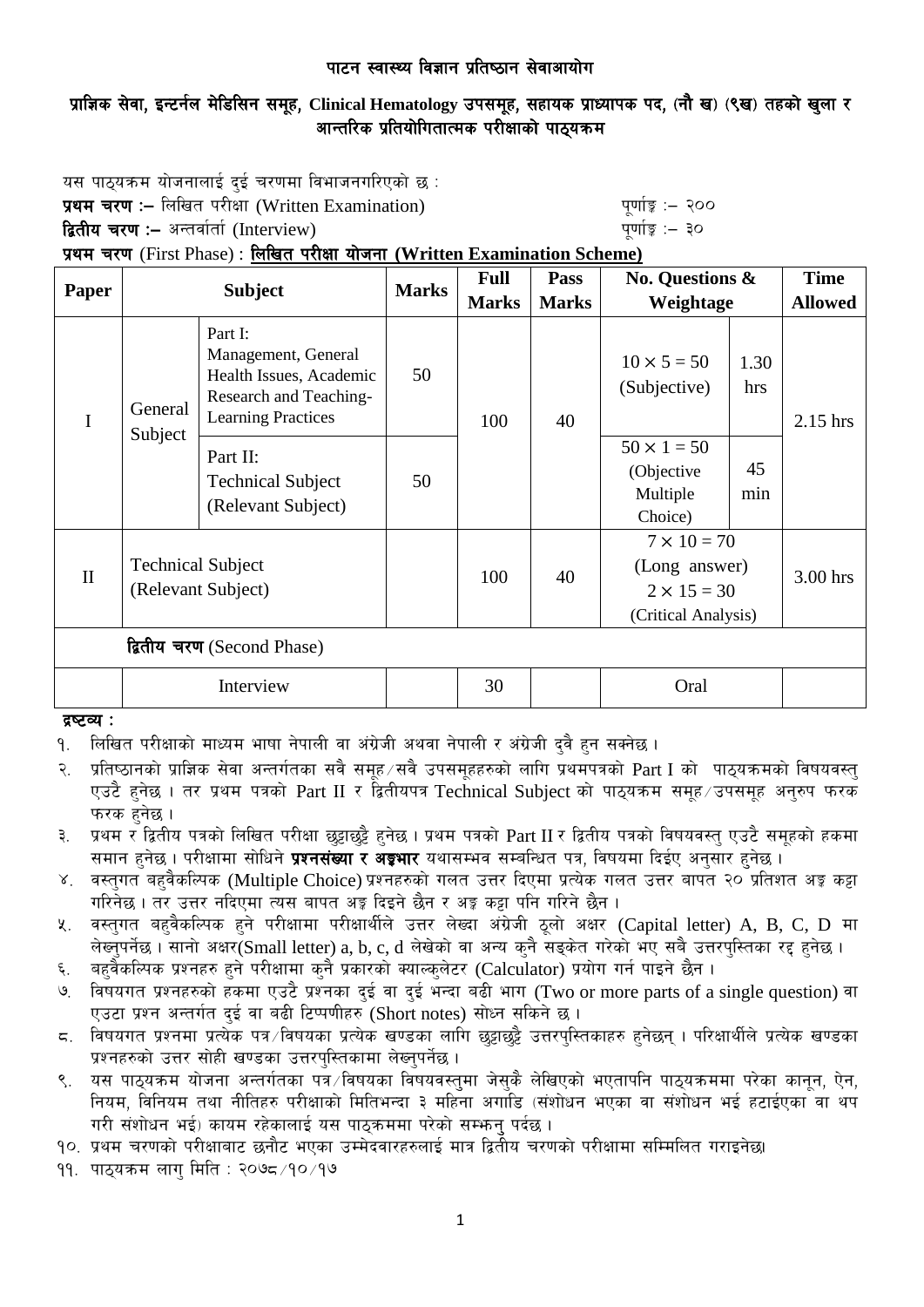# पाटन स्वास्थ्य विज्ञान प्रतिष्ठान सेवाआयोग

## प्राज्ञिक सेवा, इन्टर्नल मेडिसिन समूह, Clinical Hematology उपसमूह, सहायक प्राध्यापक पद, (नौ ख) (९ख) तहको खुला र आन्तरिक प्रतियोगितात्मक परीक्षाको पाठ्यक्रम

यस पाठ्यक्रम योजनालाई दुई चरणमा विभाजनगरिएको छ :

**प्रथम चरण :–** लिखित परीक्षा (Written Examination) पूर्णाङ्क :– २००

**द्वितीय चरण :–** अन्तर्वार्ता (Interview) पूर्णाङ्क :– ३०

**प्रथम चरण** (First Phase) : **लिखित परीक्षा योजना (Written Examination Scheme)**

| Paper | Subject | | Marks | Full Marks | Pass Marks | No. Questions & Weightage | | Time Allowed |
|---|---|---|---|---|---|---|---|---|
| I | General Subject | Part I: Management, General Health Issues, Academic Research and Teaching-Learning Practices | 50 | 100 | 40 | $10 \times 5 = 50$ (Subjective) | 1.30 hrs | 2.15 hrs |
| | | Part II: Technical Subject (Relevant Subject) | 50 | | | $50 \times 1 = 50$ (Objective Multiple Choice) | 45 min | |
| II | Technical Subject (Relevant Subject) | | | 100 | 40 | $7 \times 10 = 70$ (Long answer) $2 \times 15 = 30$ (Critical Analysis) | | 3.00 hrs |
| **द्वितीय चरण** (Second Phase) | | | | | | | | |
| | Interview | | | 30 | | Oral | | |

**द्रष्टव्य :**

१. लिखित परीक्षाको माध्यम भाषा नेपाली वा अंग्रेजी अथवा नेपाली र अंग्रेजी दुवै हुन सक्नेछ ।

२. प्रतिष्ठानको प्राज्ञिक सेवा अन्तर्गतका सवै समूह/सवै उपसमूहहरुको लागि प्रथमपत्रको Part I को पाठ्यक्रमको विषयवस्तु एउटै हुनेछ । तर प्रथम पत्रको Part II र द्वितीयपत्र Technical Subject को पाठ्यक्रम समूह/उपसमूह अनुरुप फरक फरक हुनेछ ।

३. प्रथम र द्वितीय पत्रको लिखित परीक्षा छुट्टाछुट्टै हुनेछ । प्रथम पत्रको Part II र द्वितीय पत्रको विषयवस्तु एउटै समूहको हकमा समान हुनेछ । परीक्षामा सोधिने **प्रश्नसंख्या र अङ्कभार** यथासम्भव सम्बन्धित पत्र, विषयमा दिईए अनुसार हुनेछ ।

४. वस्तुगत बहुवैकल्पिक (Multiple Choice) प्रश्नहरुको गलत उत्तर दिएमा प्रत्येक गलत उत्तर बापत २० प्रतिशत अङ्क कट्टा गरिनेछ । तर उत्तर नदिएमा त्यस बापत अङ्क दिइने छैन र अङ्क कट्टा पनि गरिने छैन ।

५. वस्तुगत बहुवैकल्पिक हुने परीक्षामा परीक्षार्थीले उत्तर लेख्दा अंग्रेजी ठूलो अक्षर (Capital letter) A, B, C, D मा लेख्नुपर्नेछ । सानो अक्षर(Small letter) a, b, c, d लेखेको वा अन्य कुनै सङ्केत गरेको भए सबै उत्तरपुस्तिका रद्द हुनेछ ।

६. बहुवैकल्पिक प्रश्नहरु हुने परीक्षामा कुनै प्रकारको क्याल्कुलेटर (Calculator) प्रयोग गर्न पाइने छैन ।

७. विषयगत प्रश्नहरुको हकमा एउटै प्रश्नका दुई वा दुई भन्दा बढी भाग (Two or more parts of a single question) वा एउटा प्रश्न अन्तर्गत दुई वा बढी टिप्पणीहरु (Short notes) सोध्न सकिने छ ।

८. विषयगत प्रश्नमा प्रत्येक पत्र/विषयका प्रत्येक खण्डका लागि छुट्टाछुट्टै उत्तरपुस्तिकाहरु हुनेछन् । परिक्षार्थीले प्रत्येक खण्डका प्रश्नहरुको उत्तर सोही खण्डका उत्तरपुस्तिकामा लेख्नुपर्नेछ ।

९. यस पाठ्यक्रम योजना अन्तर्गतका पत्र/विषयका विषयवस्तुमा जेसुकै लेखिएको भएतापनि पाठ्यक्रममा परेका कानून, ऐन, नियम, विनियम तथा नीतिहरु परीक्षाको मितिभन्दा ३ महिना अगाडि (संशोधन भएका वा संशोधन भई हटाईएका वा थप गरी संशोधन भई) कायम रहेकालाई यस पाठ्कममा परेको सम्झनु पर्दछ ।

१०. प्रथम चरणको परीक्षाबाट छनौट भएका उम्मेदवारहरुलाई मात्र द्वितीय चरणको परीक्षामा सम्मिलित गराइनेछ।

११. पाठ्यक्रम लागु मिति : २०७८/१०/१७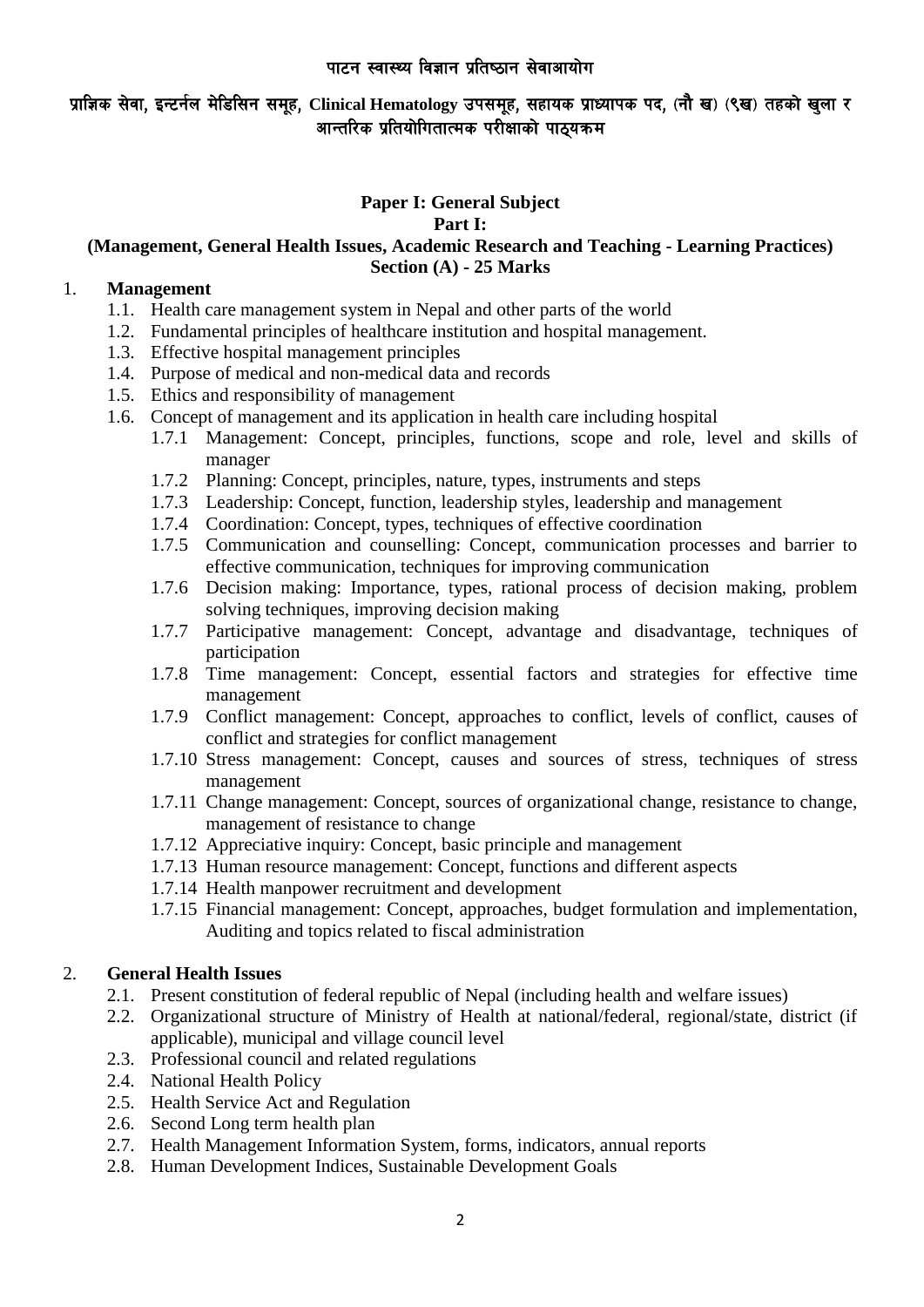# पाटन स्वास्थ्य विज्ञान प्रतिष्ठान सेवाआयोग

## प्राज्ञिक सेवा, इन्टर्नल मेडिसिन समूह, Clinical Hematology उपसमूह, सहायक प्राध्यापक पद, (नौ ख) (९ख) तहको खुला र आन्तरिक प्रतियोगितात्मक परीक्षाको पाठ्यक्रम

### Paper I: General Subject

### Part I:

### (Management, General Health Issues, Academic Research and Teaching - Learning Practices)

### Section (A) - 25 Marks

1. **Management**
   - 1.1. Health care management system in Nepal and other parts of the world
   - 1.2. Fundamental principles of healthcare institution and hospital management.
   - 1.3. Effective hospital management principles
   - 1.4. Purpose of medical and non-medical data and records
   - 1.5. Ethics and responsibility of management
   - 1.6. Concept of management and its application in health care including hospital
     - 1.7.1 Management: Concept, principles, functions, scope and role, level and skills of manager
     - 1.7.2 Planning: Concept, principles, nature, types, instruments and steps
     - 1.7.3 Leadership: Concept, function, leadership styles, leadership and management
     - 1.7.4 Coordination: Concept, types, techniques of effective coordination
     - 1.7.5 Communication and counselling: Concept, communication processes and barrier to effective communication, techniques for improving communication
     - 1.7.6 Decision making: Importance, types, rational process of decision making, problem solving techniques, improving decision making
     - 1.7.7 Participative management: Concept, advantage and disadvantage, techniques of participation
     - 1.7.8 Time management: Concept, essential factors and strategies for effective time management
     - 1.7.9 Conflict management: Concept, approaches to conflict, levels of conflict, causes of conflict and strategies for conflict management
     - 1.7.10 Stress management: Concept, causes and sources of stress, techniques of stress management
     - 1.7.11 Change management: Concept, sources of organizational change, resistance to change, management of resistance to change
     - 1.7.12 Appreciative inquiry: Concept, basic principle and management
     - 1.7.13 Human resource management: Concept, functions and different aspects
     - 1.7.14 Health manpower recruitment and development
     - 1.7.15 Financial management: Concept, approaches, budget formulation and implementation, Auditing and topics related to fiscal administration

2. **General Health Issues**
   - 2.1. Present constitution of federal republic of Nepal (including health and welfare issues)
   - 2.2. Organizational structure of Ministry of Health at national/federal, regional/state, district (if applicable), municipal and village council level
   - 2.3. Professional council and related regulations
   - 2.4. National Health Policy
   - 2.5. Health Service Act and Regulation
   - 2.6. Second Long term health plan
   - 2.7. Health Management Information System, forms, indicators, annual reports
   - 2.8. Human Development Indices, Sustainable Development Goals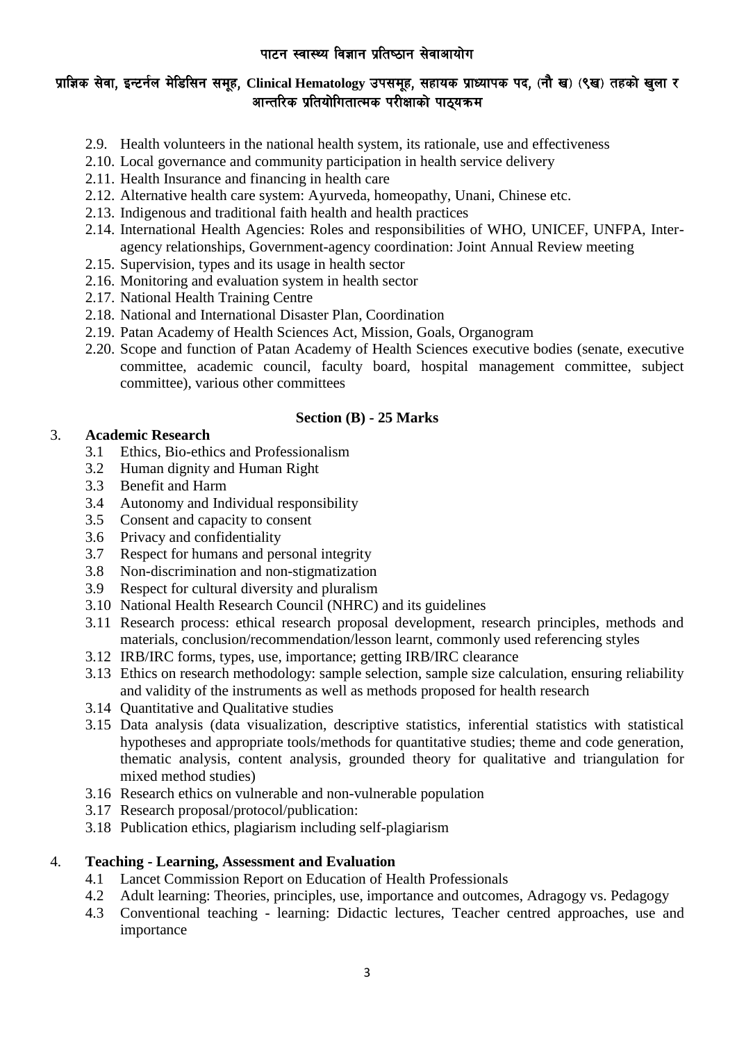- 2.9. Health volunteers in the national health system, its rationale, use and effectiveness
- 2.10. Local governance and community participation in health service delivery
- 2.11. Health Insurance and financing in health care
- 2.12. Alternative health care system: Ayurveda, homeopathy, Unani, Chinese etc.
- 2.13. Indigenous and traditional faith health and health practices
- 2.14. International Health Agencies: Roles and responsibilities of WHO, UNICEF, UNFPA, Inter-agency relationships, Government-agency coordination: Joint Annual Review meeting
- 2.15. Supervision, types and its usage in health sector
- 2.16. Monitoring and evaluation system in health sector
- 2.17. National Health Training Centre
- 2.18. National and International Disaster Plan, Coordination
- 2.19. Patan Academy of Health Sciences Act, Mission, Goals, Organogram
- 2.20. Scope and function of Patan Academy of Health Sciences executive bodies (senate, executive committee, academic council, faculty board, hospital management committee, subject committee), various other committees

**Section (B) - 25 Marks**

3. **Academic Research**
   - 3.1 Ethics, Bio-ethics and Professionalism
   - 3.2 Human dignity and Human Right
   - 3.3 Benefit and Harm
   - 3.4 Autonomy and Individual responsibility
   - 3.5 Consent and capacity to consent
   - 3.6 Privacy and confidentiality
   - 3.7 Respect for humans and personal integrity
   - 3.8 Non-discrimination and non-stigmatization
   - 3.9 Respect for cultural diversity and pluralism
   - 3.10 National Health Research Council (NHRC) and its guidelines
   - 3.11 Research process: ethical research proposal development, research principles, methods and materials, conclusion/recommendation/lesson learnt, commonly used referencing styles
   - 3.12 IRB/IRC forms, types, use, importance; getting IRB/IRC clearance
   - 3.13 Ethics on research methodology: sample selection, sample size calculation, ensuring reliability and validity of the instruments as well as methods proposed for health research
   - 3.14 Quantitative and Qualitative studies
   - 3.15 Data analysis (data visualization, descriptive statistics, inferential statistics with statistical hypotheses and appropriate tools/methods for quantitative studies; theme and code generation, thematic analysis, content analysis, grounded theory for qualitative and triangulation for mixed method studies)
   - 3.16 Research ethics on vulnerable and non-vulnerable population
   - 3.17 Research proposal/protocol/publication:
   - 3.18 Publication ethics, plagiarism including self-plagiarism

4. **Teaching - Learning, Assessment and Evaluation**
   - 4.1 Lancet Commission Report on Education of Health Professionals
   - 4.2 Adult learning: Theories, principles, use, importance and outcomes, Adragogy vs. Pedagogy
   - 4.3 Conventional teaching - learning: Didactic lectures, Teacher centred approaches, use and importance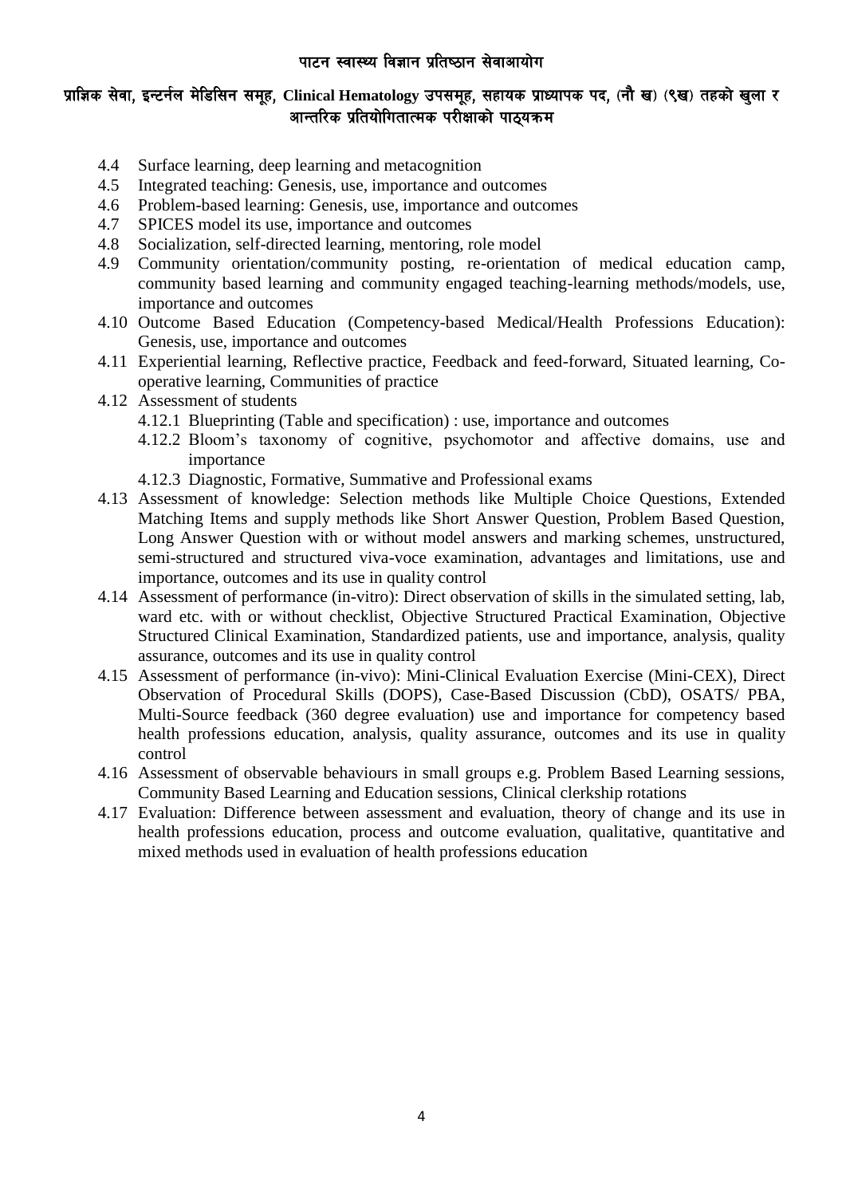- 4.4 Surface learning, deep learning and metacognition
- 4.5 Integrated teaching: Genesis, use, importance and outcomes
- 4.6 Problem-based learning: Genesis, use, importance and outcomes
- 4.7 SPICES model its use, importance and outcomes
- 4.8 Socialization, self-directed learning, mentoring, role model
- 4.9 Community orientation/community posting, re-orientation of medical education camp, community based learning and community engaged teaching-learning methods/models, use, importance and outcomes
- 4.10 Outcome Based Education (Competency-based Medical/Health Professions Education): Genesis, use, importance and outcomes
- 4.11 Experiential learning, Reflective practice, Feedback and feed-forward, Situated learning, Co-operative learning, Communities of practice
- 4.12 Assessment of students
    - 4.12.1 Blueprinting (Table and specification) : use, importance and outcomes
    - 4.12.2 Bloom's taxonomy of cognitive, psychomotor and affective domains, use and importance
    - 4.12.3 Diagnostic, Formative, Summative and Professional exams
- 4.13 Assessment of knowledge: Selection methods like Multiple Choice Questions, Extended Matching Items and supply methods like Short Answer Question, Problem Based Question, Long Answer Question with or without model answers and marking schemes, unstructured, semi-structured and structured viva-voce examination, advantages and limitations, use and importance, outcomes and its use in quality control
- 4.14 Assessment of performance (in-vitro): Direct observation of skills in the simulated setting, lab, ward etc. with or without checklist, Objective Structured Practical Examination, Objective Structured Clinical Examination, Standardized patients, use and importance, analysis, quality assurance, outcomes and its use in quality control
- 4.15 Assessment of performance (in-vivo): Mini-Clinical Evaluation Exercise (Mini-CEX), Direct Observation of Procedural Skills (DOPS), Case-Based Discussion (CbD), OSATS/ PBA, Multi-Source feedback (360 degree evaluation) use and importance for competency based health professions education, analysis, quality assurance, outcomes and its use in quality control
- 4.16 Assessment of observable behaviours in small groups e.g. Problem Based Learning sessions, Community Based Learning and Education sessions, Clinical clerkship rotations
- 4.17 Evaluation: Difference between assessment and evaluation, theory of change and its use in health professions education, process and outcome evaluation, qualitative, quantitative and mixed methods used in evaluation of health professions education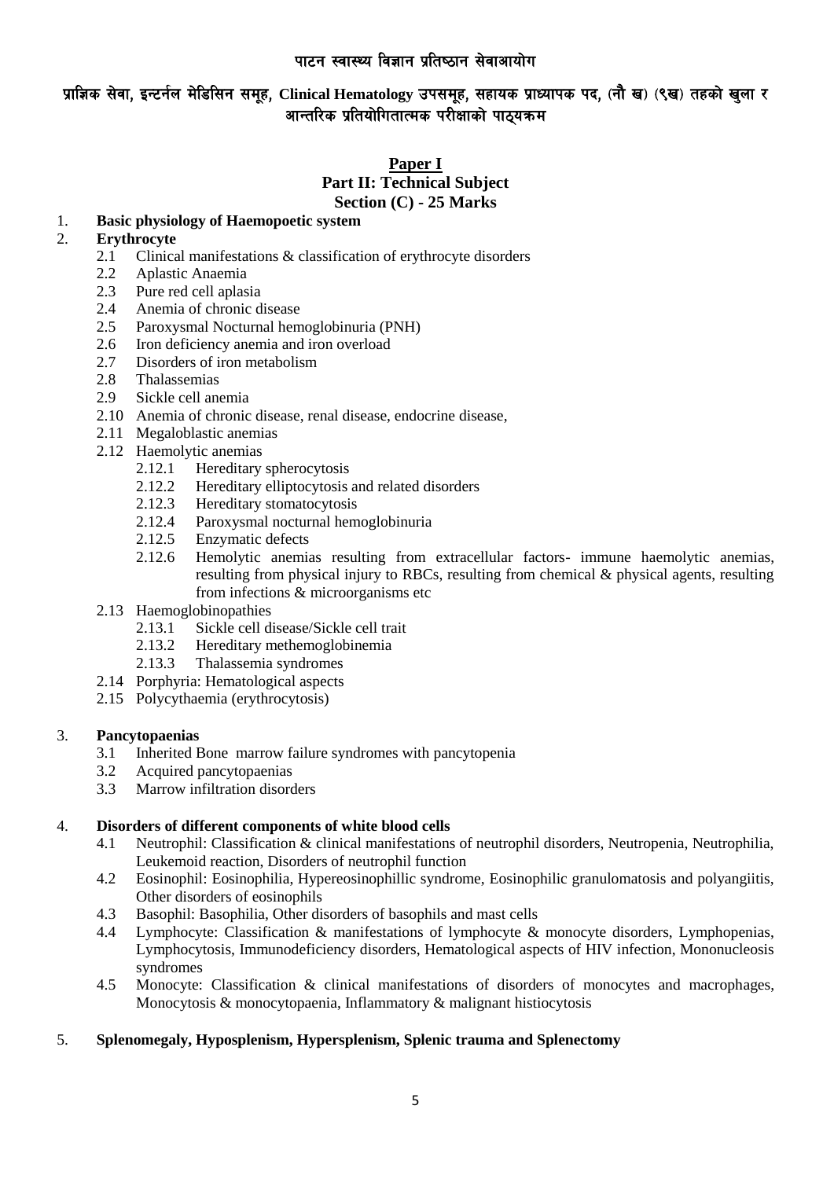# पाटन स्वास्थ्य विज्ञान प्रतिष्ठान सेवाआयोग

## प्राज्ञिक सेवा, इन्टर्नल मेडिसिन समूह, Clinical Hematology उपसमूह, सहायक प्राध्यापक पद, (नौ ख) (९ख) तहको खुला र आन्तरिक प्रतियोगितात्मक परीक्षाको पाठ्यक्रम

### Paper I
### Part II: Technical Subject
### Section (C) - 25 Marks

1. **Basic physiology of Haemopoetic system**
2. **Erythrocyte**
   - 2.1 Clinical manifestations & classification of erythrocyte disorders
   - 2.2 Aplastic Anaemia
   - 2.3 Pure red cell aplasia
   - 2.4 Anemia of chronic disease
   - 2.5 Paroxysmal Nocturnal hemoglobinuria (PNH)
   - 2.6 Iron deficiency anemia and iron overload
   - 2.7 Disorders of iron metabolism
   - 2.8 Thalassemias
   - 2.9 Sickle cell anemia
   - 2.10 Anemia of chronic disease, renal disease, endocrine disease,
   - 2.11 Megaloblastic anemias
   - 2.12 Haemolytic anemias
     - 2.12.1 Hereditary spherocytosis
     - 2.12.2 Hereditary elliptocytosis and related disorders
     - 2.12.3 Hereditary stomatocytosis
     - 2.12.4 Paroxysmal nocturnal hemoglobinuria
     - 2.12.5 Enzymatic defects
     - 2.12.6 Hemolytic anemias resulting from extracellular factors- immune haemolytic anemias, resulting from physical injury to RBCs, resulting from chemical & physical agents, resulting from infections & microorganisms etc
   - 2.13 Haemoglobinopathies
     - 2.13.1 Sickle cell disease/Sickle cell trait
     - 2.13.2 Hereditary methemoglobinemia
     - 2.13.3 Thalassemia syndromes
   - 2.14 Porphyria: Hematological aspects
   - 2.15 Polycythaemia (erythrocytosis)

3. **Pancytopaenias**
   - 3.1 Inherited Bone marrow failure syndromes with pancytopenia
   - 3.2 Acquired pancytopaenias
   - 3.3 Marrow infiltration disorders

4. **Disorders of different components of white blood cells**
   - 4.1 Neutrophil: Classification & clinical manifestations of neutrophil disorders, Neutropenia, Neutrophilia, Leukemoid reaction, Disorders of neutrophil function
   - 4.2 Eosinophil: Eosinophilia, Hypereosinophillic syndrome, Eosinophilic granulomatosis and polyangiitis, Other disorders of eosinophils
   - 4.3 Basophil: Basophilia, Other disorders of basophils and mast cells
   - 4.4 Lymphocyte: Classification & manifestations of lymphocyte & monocyte disorders, Lymphopenias, Lymphocytosis, Immunodeficiency disorders, Hematological aspects of HIV infection, Mononucleosis syndromes
   - 4.5 Monocyte: Classification & clinical manifestations of disorders of monocytes and macrophages, Monocytosis & monocytopaenia, Inflammatory & malignant histiocytosis

5. **Splenomegaly, Hyposplenism, Hypersplenism, Splenic trauma and Splenectomy**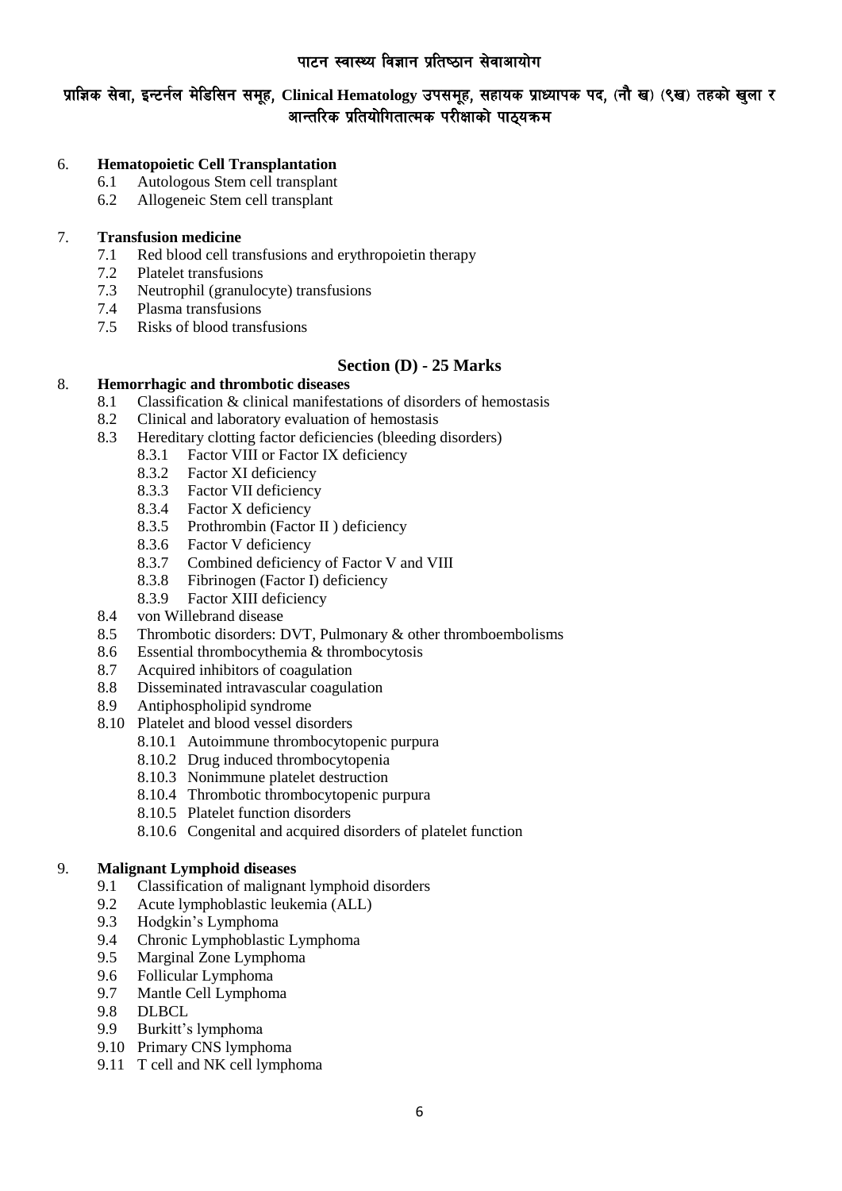6. **Hematopoietic Cell Transplantation**
    - 6.1 Autologous Stem cell transplant
    - 6.2 Allogeneic Stem cell transplant

7. **Transfusion medicine**
    - 7.1 Red blood cell transfusions and erythropoietin therapy
    - 7.2 Platelet transfusions
    - 7.3 Neutrophil (granulocyte) transfusions
    - 7.4 Plasma transfusions
    - 7.5 Risks of blood transfusions

## Section (D) - 25 Marks

8. **Hemorrhagic and thrombotic diseases**
    - 8.1 Classification & clinical manifestations of disorders of hemostasis
    - 8.2 Clinical and laboratory evaluation of hemostasis
    - 8.3 Hereditary clotting factor deficiencies (bleeding disorders)
        - 8.3.1 Factor VIII or Factor IX deficiency
        - 8.3.2 Factor XI deficiency
        - 8.3.3 Factor VII deficiency
        - 8.3.4 Factor X deficiency
        - 8.3.5 Prothrombin (Factor II ) deficiency
        - 8.3.6 Factor V deficiency
        - 8.3.7 Combined deficiency of Factor V and VIII
        - 8.3.8 Fibrinogen (Factor I) deficiency
        - 8.3.9 Factor XIII deficiency
    - 8.4 von Willebrand disease
    - 8.5 Thrombotic disorders: DVT, Pulmonary & other thromboembolisms
    - 8.6 Essential thrombocythemia & thrombocytosis
    - 8.7 Acquired inhibitors of coagulation
    - 8.8 Disseminated intravascular coagulation
    - 8.9 Antiphospholipid syndrome
    - 8.10 Platelet and blood vessel disorders
        - 8.10.1 Autoimmune thrombocytopenic purpura
        - 8.10.2 Drug induced thrombocytopenia
        - 8.10.3 Nonimmune platelet destruction
        - 8.10.4 Thrombotic thrombocytopenic purpura
        - 8.10.5 Platelet function disorders
        - 8.10.6 Congenital and acquired disorders of platelet function

9. **Malignant Lymphoid diseases**
    - 9.1 Classification of malignant lymphoid disorders
    - 9.2 Acute lymphoblastic leukemia (ALL)
    - 9.3 Hodgkin's Lymphoma
    - 9.4 Chronic Lymphoblastic Lymphoma
    - 9.5 Marginal Zone Lymphoma
    - 9.6 Follicular Lymphoma
    - 9.7 Mantle Cell Lymphoma
    - 9.8 DLBCL
    - 9.9 Burkitt's lymphoma
    - 9.10 Primary CNS lymphoma
    - 9.11 T cell and NK cell lymphoma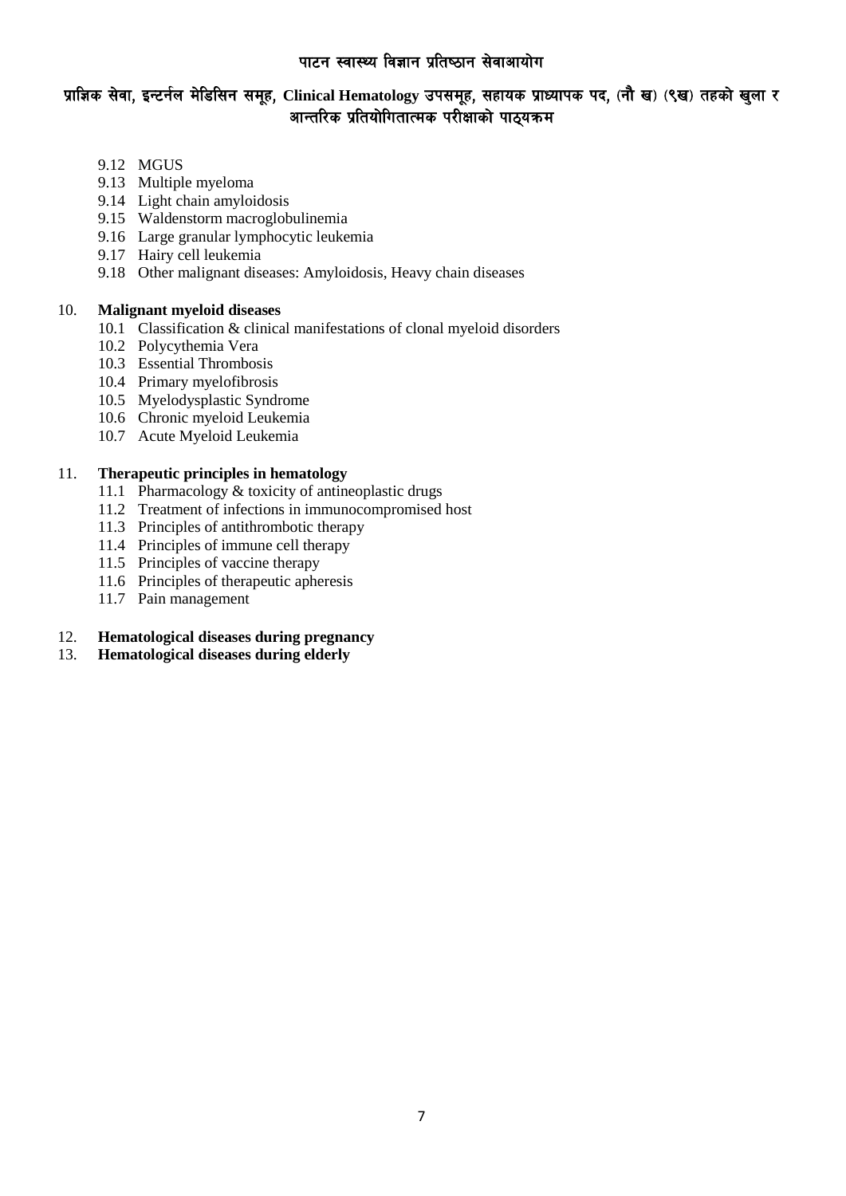9.12 MGUS
9.13 Multiple myeloma
9.14 Light chain amyloidosis
9.15 Waldenstorm macroglobulinemia
9.16 Large granular lymphocytic leukemia
9.17 Hairy cell leukemia
9.18 Other malignant diseases: Amyloidosis, Heavy chain diseases

10. **Malignant myeloid diseases**
    - 10.1 Classification & clinical manifestations of clonal myeloid disorders
    - 10.2 Polycythemia Vera
    - 10.3 Essential Thrombosis
    - 10.4 Primary myelofibrosis
    - 10.5 Myelodysplastic Syndrome
    - 10.6 Chronic myeloid Leukemia
    - 10.7 Acute Myeloid Leukemia

11. **Therapeutic principles in hematology**
    - 11.1 Pharmacology & toxicity of antineoplastic drugs
    - 11.2 Treatment of infections in immunocompromised host
    - 11.3 Principles of antithrombotic therapy
    - 11.4 Principles of immune cell therapy
    - 11.5 Principles of vaccine therapy
    - 11.6 Principles of therapeutic apheresis
    - 11.7 Pain management

12. **Hematological diseases during pregnancy**
13. **Hematological diseases during elderly**